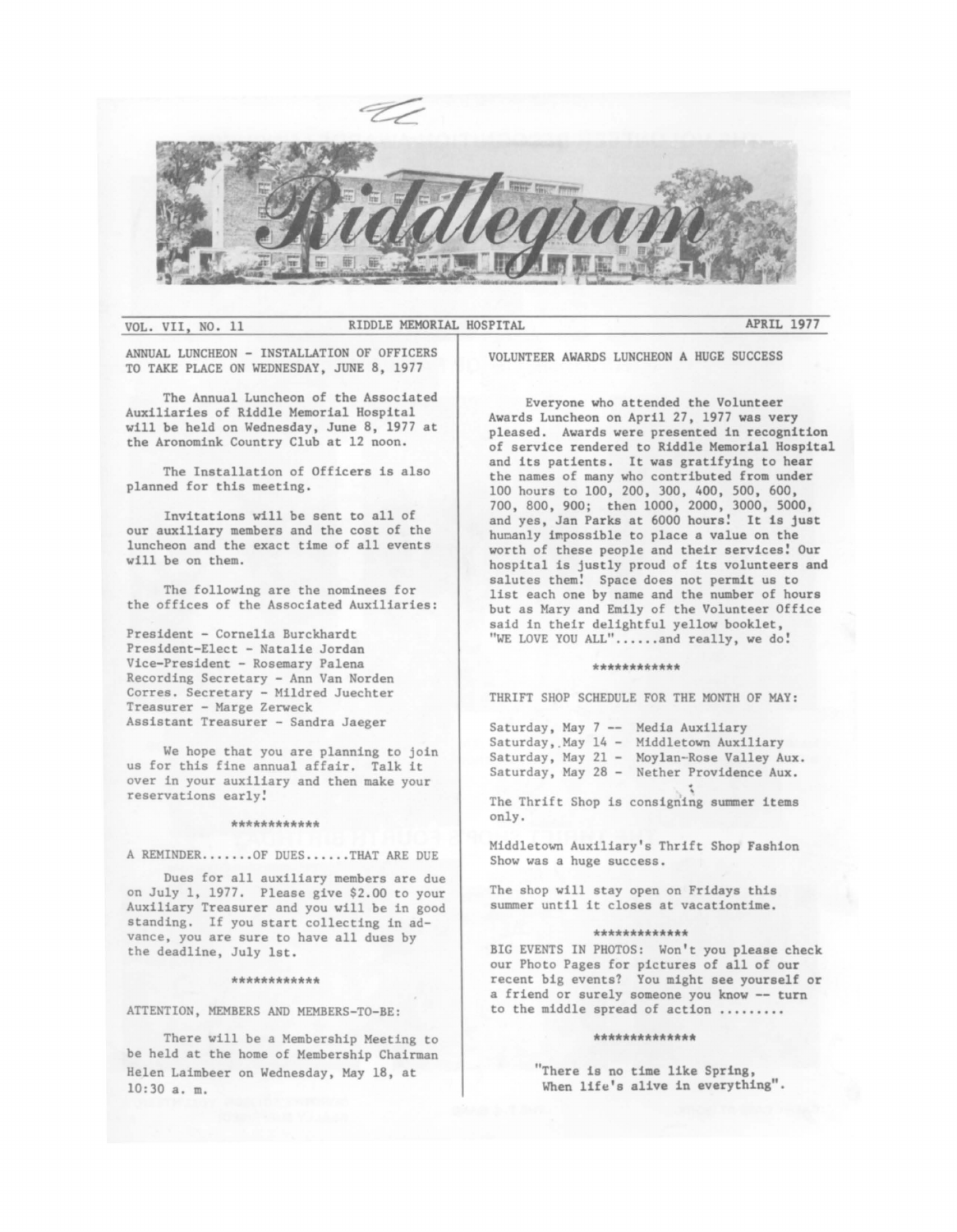# Riddlegram

VOL. VII, NO. 11 — RIDDLE MEMORIAL HOSPITAL — APRIL 1977

## ANNUAL LUNCHEON - INSTALLATION OF OFFICERS TO TAKE PLACE ON WEDNESDAY, JUNE 8, 1977

The Annual Luncheon of the Associated Auxiliaries of Riddle Memorial Hospital will be held on Wednesday, June 8, 1977 at the Aronomink Country Club at 12 noon.

The Installation of Officers is also planned for this meeting.

Invitations will be sent to all of our auxiliary members and the cost of the luncheon and the exact time of all events will be on them.

The following are the nominees for the offices of the Associated Auxiliaries:

President - Cornelia Burckhardt
President-Elect - Natalie Jordan
Vice-President - Rosemary Palena
Recording Secretary - Ann Van Norden
Corres. Secretary - Mildred Juechter
Treasurer - Marge Zerweck
Assistant Treasurer - Sandra Jaeger

We hope that you are planning to join us for this fine annual affair. Talk it over in your auxiliary and then make your reservations early!

************

## A REMINDER.......OF DUES......THAT ARE DUE

Dues for all auxiliary members are due on July 1, 1977. Please give $2.00 to your Auxiliary Treasurer and you will be in good standing. If you start collecting in advance, you are sure to have all dues by the deadline, July 1st.

************

## ATTENTION, MEMBERS AND MEMBERS-TO-BE:

There will be a Membership Meeting to be held at the home of Membership Chairman Helen Laimbeer on Wednesday, May 18, at 10:30 a. m.

## VOLUNTEER AWARDS LUNCHEON A HUGE SUCCESS

Everyone who attended the Volunteer Awards Luncheon on April 27, 1977 was very pleased. Awards were presented in recognition of service rendered to Riddle Memorial Hospital and its patients. It was gratifying to hear the names of many who contributed from under 100 hours to 100, 200, 300, 400, 500, 600, 700, 800, 900; then 1000, 2000, 3000, 5000, and yes, Jan Parks at 6000 hours! It is just humanly impossible to place a value on the worth of these people and their services! Our hospital is justly proud of its volunteers and salutes them! Space does not permit us to list each one by name and the number of hours but as Mary and Emily of the Volunteer Office said in their delightful yellow booklet, "WE LOVE YOU ALL"......and really, we do!

************

## THRIFT SHOP SCHEDULE FOR THE MONTH OF MAY:

Saturday, May 7 -- Media Auxiliary
Saturday, May 14 - Middletown Auxiliary
Saturday, May 21 - Moylan-Rose Valley Aux.
Saturday, May 28 - Nether Providence Aux.

The Thrift Shop is consigning summer items only.

Middletown Auxiliary's Thrift Shop Fashion Show was a huge success.

The shop will stay open on Fridays this summer until it closes at vacationtime.

*************

BIG EVENTS IN PHOTOS: Won't you please check our Photo Pages for pictures of all of our recent big events? You might see yourself or a friend or surely someone you know -- turn to the middle spread of action .........

**************

"There is no time like Spring,
When life's alive in everything".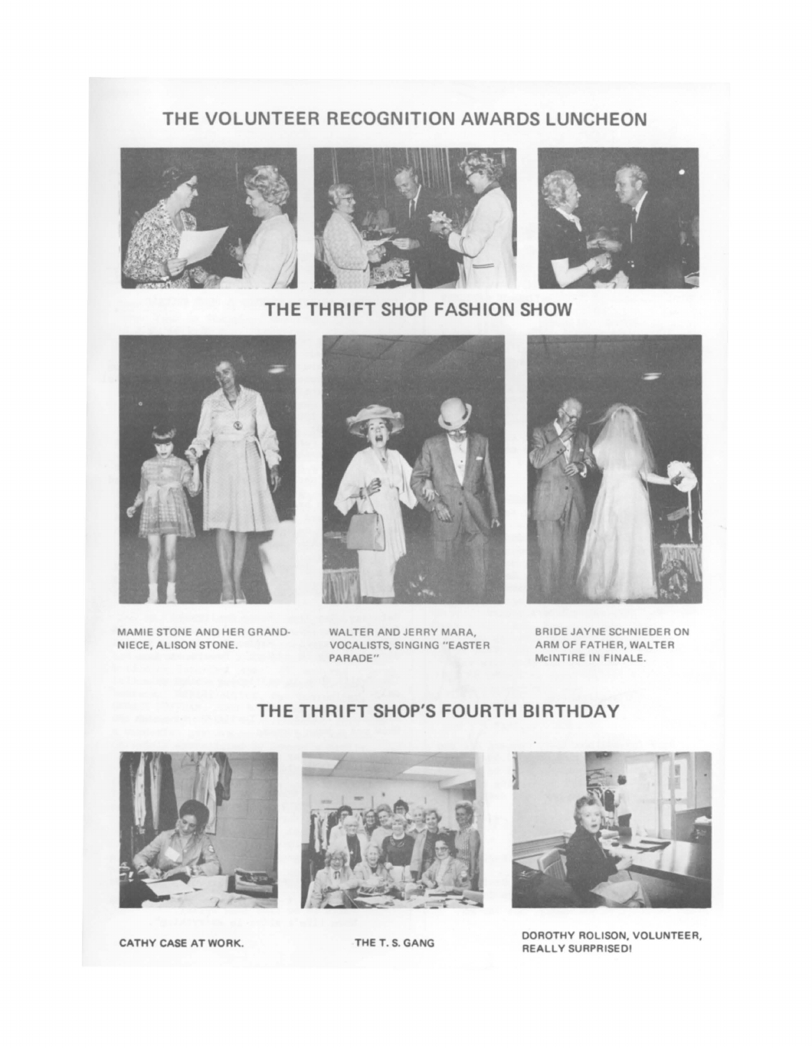## THE VOLUNTEER RECOGNITION AWARDS LUNCHEON

## THE THRIFT SHOP FASHION SHOW

MAMIE STONE AND HER GRAND-NIECE, ALISON STONE.

WALTER AND JERRY MARA, VOCALISTS, SINGING "EASTER PARADE"

BRIDE JAYNE SCHNIEDER ON ARM OF FATHER, WALTER McINTIRE IN FINALE.

## THE THRIFT SHOP'S FOURTH BIRTHDAY

CATHY CASE AT WORK.

THE T. S. GANG

DOROTHY ROLISON, VOLUNTEER, REALLY SURPRISED!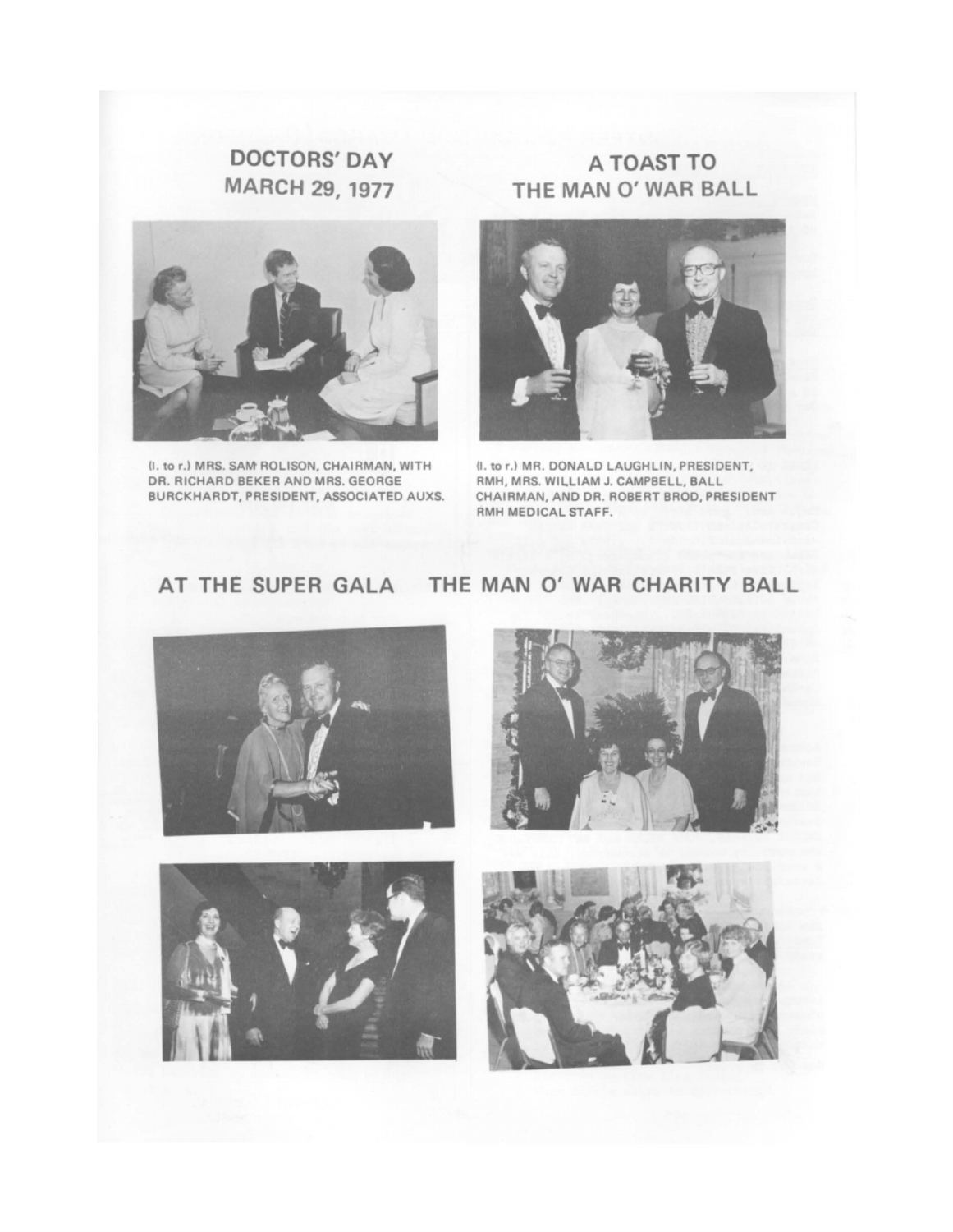## DOCTORS' DAY MARCH 29, 1977

(l. to r.) MRS. SAM ROLISON, CHAIRMAN, WITH DR. RICHARD BEKER AND MRS. GEORGE BURCKHARDT, PRESIDENT, ASSOCIATED AUXS.

## A TOAST TO THE MAN O' WAR BALL

(l. to r.) MR. DONALD LAUGHLIN, PRESIDENT, RMH, MRS. WILLIAM J. CAMPBELL, BALL CHAIRMAN, AND DR. ROBERT BROD, PRESIDENT RMH MEDICAL STAFF.

## AT THE SUPER GALA THE MAN O' WAR CHARITY BALL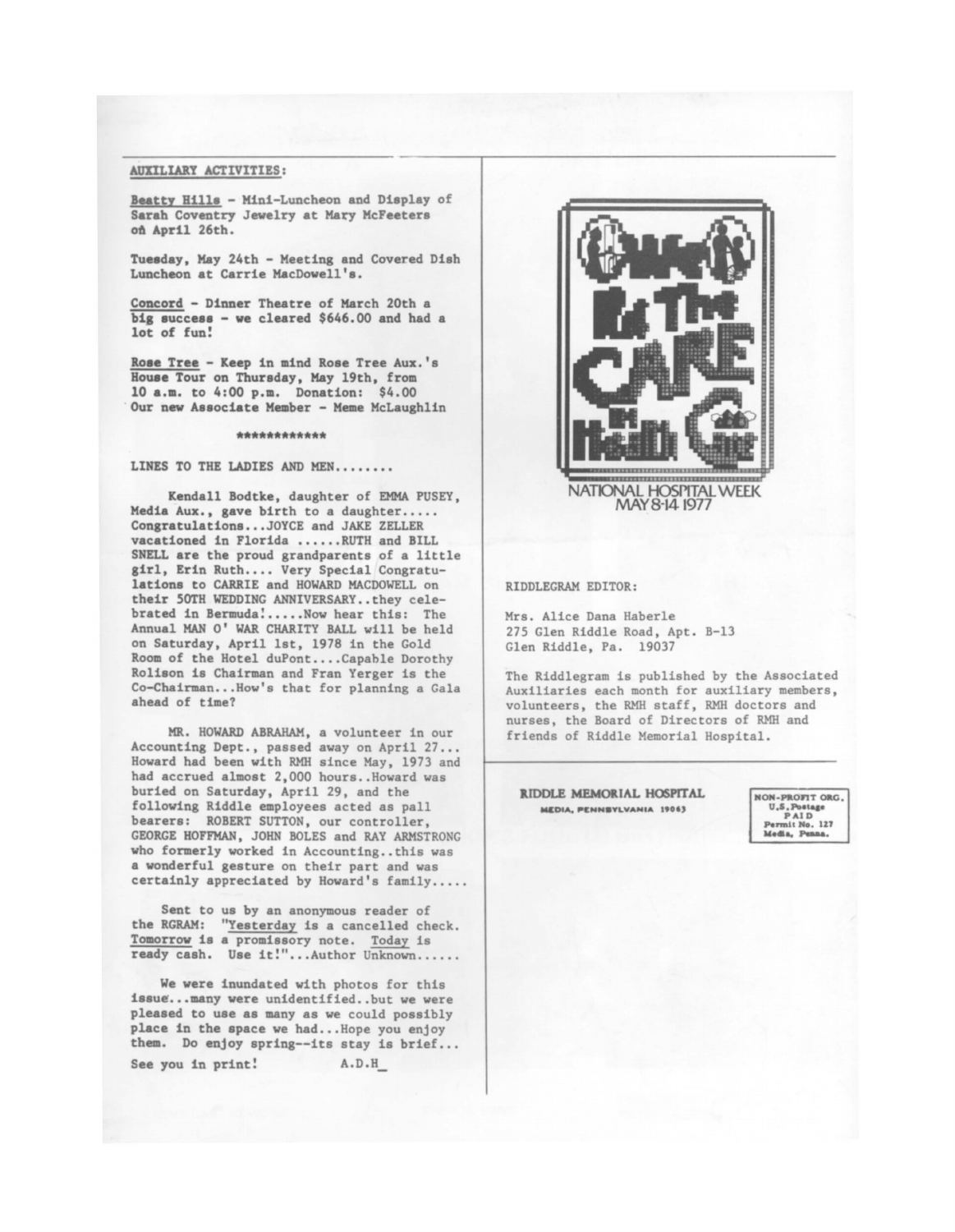## AUXILIARY ACTIVITIES:

Beatty Hills - Mini-Luncheon and Display of Sarah Coventry Jewelry at Mary McFeeters on April 26th.

Tuesday, May 24th - Meeting and Covered Dish Luncheon at Carrie MacDowell's.

Concord - Dinner Theatre of March 20th a big success - we cleared $646.00 and had a lot of fun!

Rose Tree - Keep in mind Rose Tree Aux.'s House Tour on Thursday, May 19th, from 10 a.m. to 4:00 p.m. Donation: $4.00
Our new Associate Member - Meme McLaughlin

*************

LINES TO THE LADIES AND MEN........

Kendall Bodtke, daughter of EMMA PUSEY, Media Aux., gave birth to a daughter..... Congratulations...JOYCE and JAKE ZELLER vacationed in Florida ......RUTH and BILL SNELL are the proud grandparents of a little girl, Erin Ruth.... Very Special Congratulations to CARRIE and HOWARD MACDOWELL on their 50TH WEDDING ANNIVERSARY..they celebrated in Bermuda!.....Now hear this: The Annual MAN O' WAR CHARITY BALL will be held on Saturday, April 1st, 1978 in the Gold Room of the Hotel duPont....Capable Dorothy Rolison is Chairman and Fran Yerger is the Co-Chairman...How's that for planning a Gala ahead of time?

MR. HOWARD ABRAHAM, a volunteer in our Accounting Dept., passed away on April 27... Howard had been with RMH since May, 1973 and had accrued almost 2,000 hours..Howard was buried on Saturday, April 29, and the following Riddle employees acted as pall bearers: ROBERT SUTTON, our controller, GEORGE HOFFMAN, JOHN BOLES and RAY ARMSTRONG who formerly worked in Accounting..this was a wonderful gesture on their part and was certainly appreciated by Howard's family.....

Sent to us by an anonymous reader of the RGRAM: "Yesterday is a cancelled check. Tomorrow is a promissory note. Today is ready cash. Use it!"...Author Unknown......

We were inundated with photos for this issue...many were unidentified..but we were pleased to use as many as we could possibly place in the space we had...Hope you enjoy them. Do enjoy spring--its stay is brief...

See you in print! A.D.H

We Put The CARE In Health Care

NATIONAL HOSPITAL WEEK
MAY 8-14 1977

RIDDLEGRAM EDITOR:

Mrs. Alice Dana Haberle
275 Glen Riddle Road, Apt. B-13
Glen Riddle, Pa. 19037

The Riddlegram is published by the Associated Auxiliaries each month for auxiliary members, volunteers, the RMH staff, RMH doctors and nurses, the Board of Directors of RMH and friends of Riddle Memorial Hospital.

RIDDLE MEMORIAL HOSPITAL
MEDIA, PENNSYLVANIA 19063

NON-PROFIT ORG.
U.S. Postage
PAID
Permit No. 127
Media, Penna.